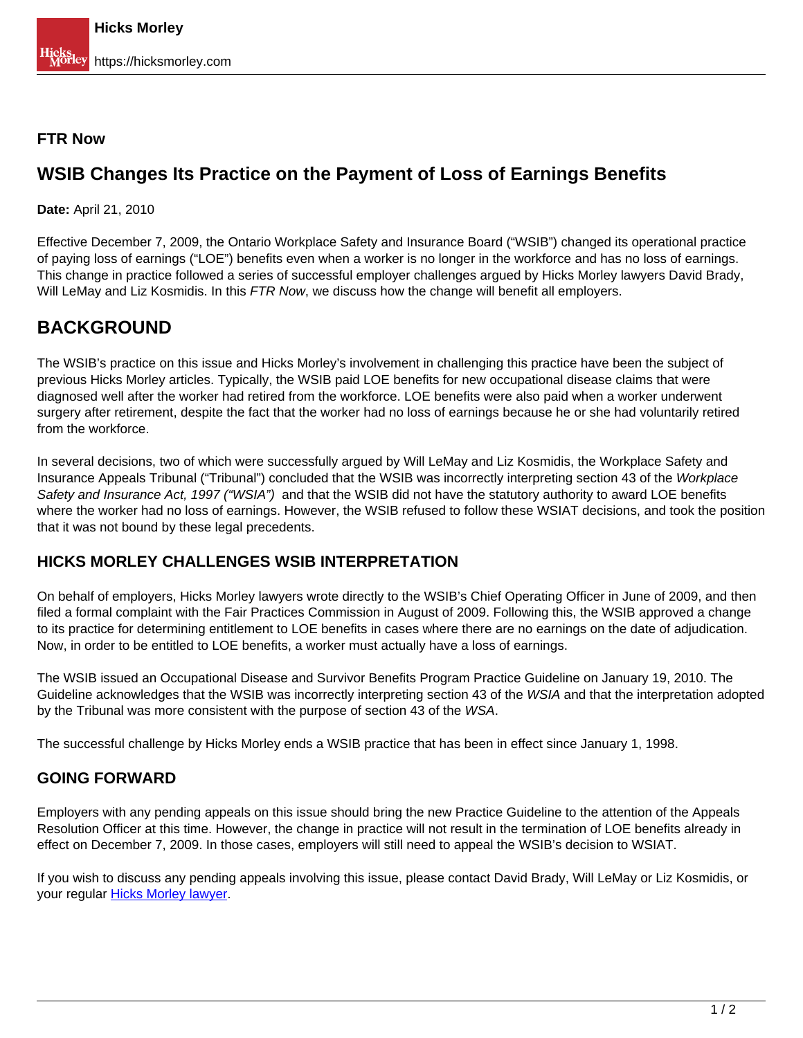**FTR Now**

# WSIB Changes Its Practice on the Payment of Loss of Earnings Benefits

**Date:** April 21, 2010

Effective December 7, 2009, the Ontario Workplace Safety and Insurance Board ("WSIB") changed its operational practice of paying loss of earnings ("LOE") benefits even when a worker is no longer in the workforce and has no loss of earnings. This change in practice followed a series of successful employer challenges argued by Hicks Morley lawyers David Brady, Will LeMay and Liz Kosmidis. In this *FTR Now*, we discuss how the change will benefit all employers.

## BACKGROUND

The WSIB's practice on this issue and Hicks Morley's involvement in challenging this practice have been the subject of previous Hicks Morley articles. Typically, the WSIB paid LOE benefits for new occupational disease claims that were diagnosed well after the worker had retired from the workforce. LOE benefits were also paid when a worker underwent surgery after retirement, despite the fact that the worker had no loss of earnings because he or she had voluntarily retired from the workforce.

In several decisions, two of which were successfully argued by Will LeMay and Liz Kosmidis, the Workplace Safety and Insurance Appeals Tribunal ("Tribunal") concluded that the WSIB was incorrectly interpreting section 43 of the *Workplace Safety and Insurance Act, 1997 ("WSIA")* and that the WSIB did not have the statutory authority to award LOE benefits where the worker had no loss of earnings. However, the WSIB refused to follow these WSIAT decisions, and took the position that it was not bound by these legal precedents.

### HICKS MORLEY CHALLENGES WSIB INTERPRETATION

On behalf of employers, Hicks Morley lawyers wrote directly to the WSIB's Chief Operating Officer in June of 2009, and then filed a formal complaint with the Fair Practices Commission in August of 2009. Following this, the WSIB approved a change to its practice for determining entitlement to LOE benefits in cases where there are no earnings on the date of adjudication. Now, in order to be entitled to LOE benefits, a worker must actually have a loss of earnings.

The WSIB issued an Occupational Disease and Survivor Benefits Program Practice Guideline on January 19, 2010. The Guideline acknowledges that the WSIB was incorrectly interpreting section 43 of the *WSIA* and that the interpretation adopted by the Tribunal was more consistent with the purpose of section 43 of the *WSA*.

The successful challenge by Hicks Morley ends a WSIB practice that has been in effect since January 1, 1998.

### GOING FORWARD

Employers with any pending appeals on this issue should bring the new Practice Guideline to the attention of the Appeals Resolution Officer at this time. However, the change in practice will not result in the termination of LOE benefits already in effect on December 7, 2009. In those cases, employers will still need to appeal the WSIB's decision to WSIAT.

If you wish to discuss any pending appeals involving this issue, please contact David Brady, Will LeMay or Liz Kosmidis, or your regular Hicks Morley lawyer.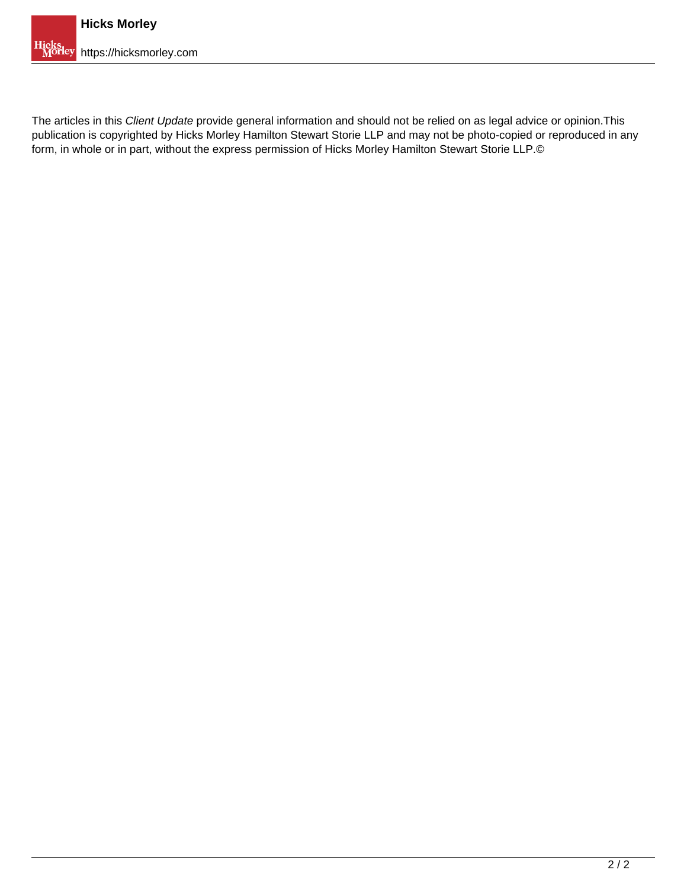The articles in this *Client Update* provide general information and should not be relied on as legal advice or opinion.This publication is copyrighted by Hicks Morley Hamilton Stewart Storie LLP and may not be photo-copied or reproduced in any form, in whole or in part, without the express permission of Hicks Morley Hamilton Stewart Storie LLP.©